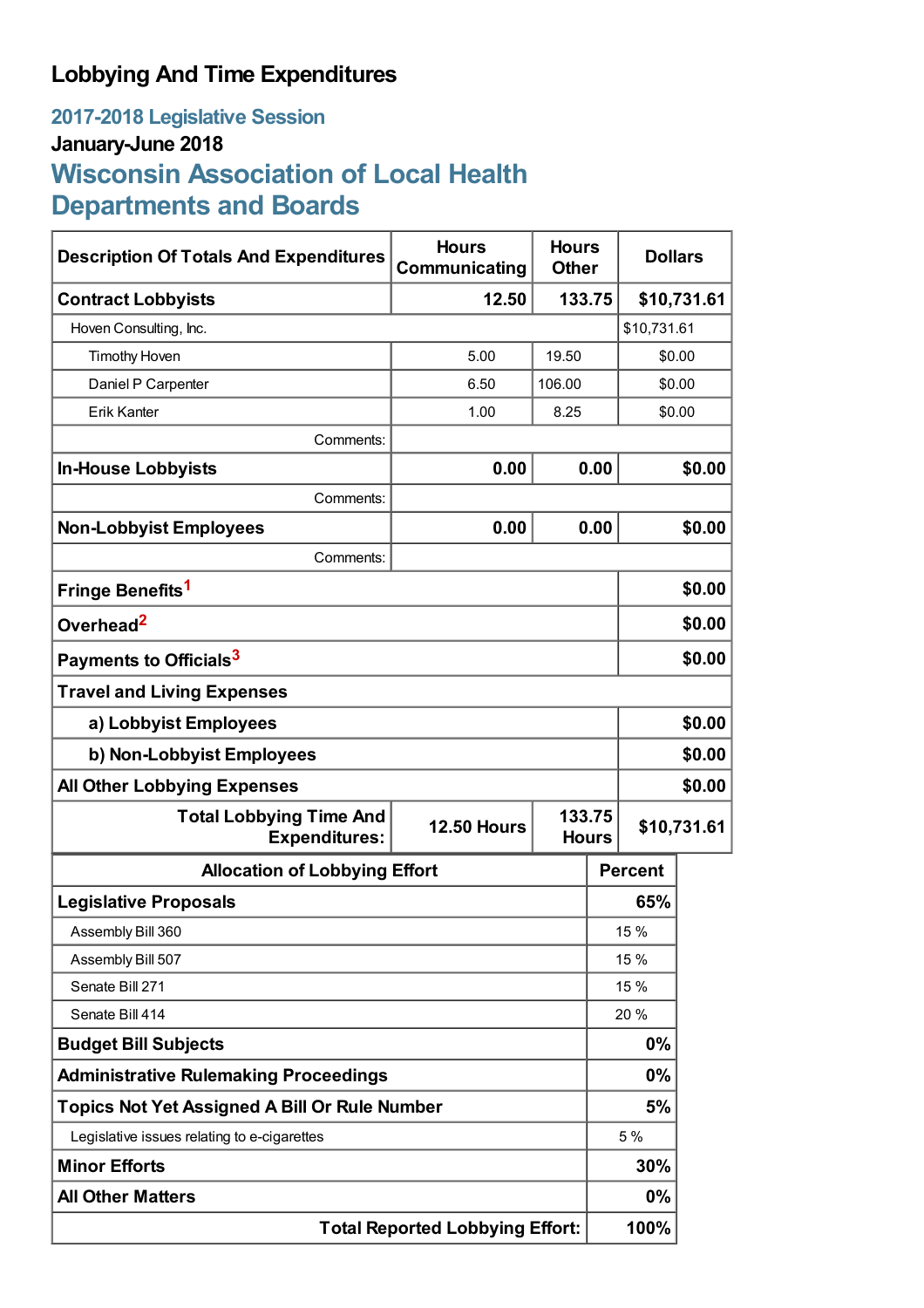# Lobbying And Time Expenditures

## 2017-2018 Legislative Session

### January-June 2018

## Wisconsin Association of Local Health Departments and Boards

| Description Of Totals And Expenditures | Hours Communicating | Hours Other | Dollars |
|---|---|---|---|
| **Contract Lobbyists** | **12.50** | **133.75** | **$10,731.61** |
| Hoven Consulting, Inc. | | | $10,731.61 |
| Timothy Hoven | 5.00 | 19.50 | $0.00 |
| Daniel P Carpenter | 6.50 | 106.00 | $0.00 |
| Erik Kanter | 1.00 | 8.25 | $0.00 |
| Comments: | | | |
| **In-House Lobbyists** | **0.00** | **0.00** | **$0.00** |
| Comments: | | | |
| **Non-Lobbyist Employees** | **0.00** | **0.00** | **$0.00** |
| Comments: | | | |
| **Fringe Benefits**[1] | | | **$0.00** |
| **Overhead**[2] | | | **$0.00** |
| **Payments to Officials**[3] | | | **$0.00** |
| **Travel and Living Expenses** | | | |
| **a) Lobbyist Employees** | | | **$0.00** |
| **b) Non-Lobbyist Employees** | | | **$0.00** |
| **All Other Lobbying Expenses** | | | **$0.00** |
| **Total Lobbying Time And Expenditures:** | **12.50 Hours** | **133.75 Hours** | **$10,731.61** |

| Allocation of Lobbying Effort | Percent |
|---|---|
| **Legislative Proposals** | **65%** |
| Assembly Bill 360 | 15 % |
| Assembly Bill 507 | 15 % |
| Senate Bill 271 | 15 % |
| Senate Bill 414 | 20 % |
| **Budget Bill Subjects** | **0%** |
| **Administrative Rulemaking Proceedings** | **0%** |
| **Topics Not Yet Assigned A Bill Or Rule Number** | **5%** |
| Legislative issues relating to e-cigarettes | 5 % |
| **Minor Efforts** | **30%** |
| **All Other Matters** | **0%** |
| **Total Reported Lobbying Effort:** | **100%** |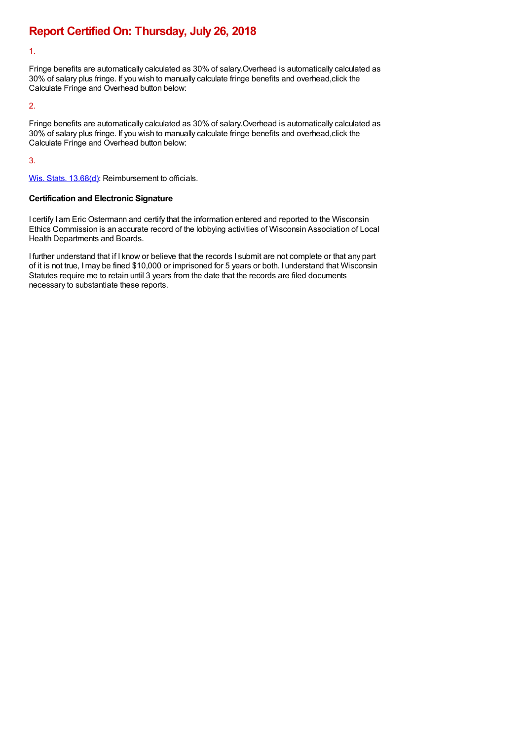# Report Certified On: Thursday, July 26, 2018

1.

Fringe benefits are automatically calculated as 30% of salary.Overhead is automatically calculated as 30% of salary plus fringe. If you wish to manually calculate fringe benefits and overhead,click the Calculate Fringe and Overhead button below:

2.

Fringe benefits are automatically calculated as 30% of salary.Overhead is automatically calculated as 30% of salary plus fringe. If you wish to manually calculate fringe benefits and overhead,click the Calculate Fringe and Overhead button below:

3.

Wis. Stats. 13.68(d): Reimbursement to officials.

**Certification and Electronic Signature**

I certify I am Eric Ostermann and certify that the information entered and reported to the Wisconsin Ethics Commission is an accurate record of the lobbying activities of Wisconsin Association of Local Health Departments and Boards.

I further understand that if I know or believe that the records I submit are not complete or that any part of it is not true, I may be fined $10,000 or imprisoned for 5 years or both. I understand that Wisconsin Statutes require me to retain until 3 years from the date that the records are filed documents necessary to substantiate these reports.